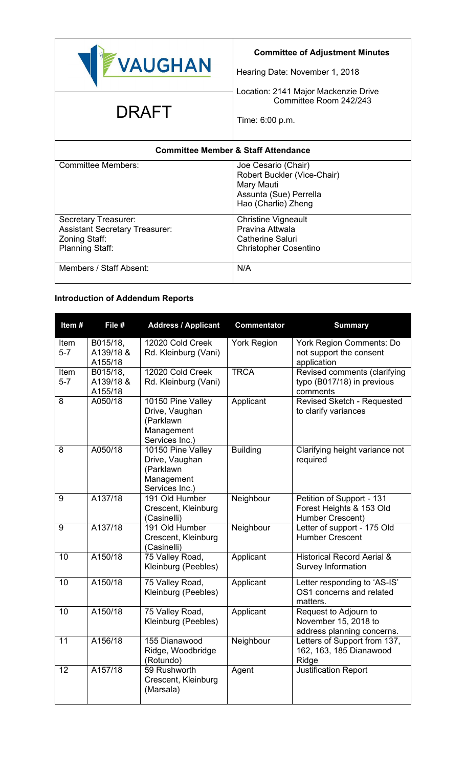VAUGHAN

DRAFT

**Committee of Adjustment Minutes**

Hearing Date: November 1, 2018

Location: 2141 Major Mackenzie Drive
Committee Room 242/243

Time: 6:00 p.m.

| **Committee Member & Staff Attendance** | |
|---|---|
| Committee Members: | Joe Cesario (Chair)<br>Robert Buckler (Vice-Chair)<br>Mary Mauti<br>Assunta (Sue) Perrella<br>Hao (Charlie) Zheng |
| Secretary Treasurer:<br>Assistant Secretary Treasurer:<br>Zoning Staff:<br>Planning Staff: | Christine Vigneault<br>Pravina Attwala<br>Catherine Saluri<br>Christopher Cosentino |
| Members / Staff Absent: | N/A |

**Introduction of Addendum Reports**

| Item # | File # | Address / Applicant | Commentator | Summary |
|---|---|---|---|---|
| Item 5-7 | B015/18, A139/18 & A155/18 | 12020 Cold Creek Rd. Kleinburg (Vani) | York Region | York Region Comments: Do not support the consent application |
| Item 5-7 | B015/18, A139/18 & A155/18 | 12020 Cold Creek Rd. Kleinburg (Vani) | TRCA | Revised comments (clarifying typo (B017/18) in previous comments |
| 8 | A050/18 | 10150 Pine Valley Drive, Vaughan (Parklawn Management Services Inc.) | Applicant | Revised Sketch - Requested to clarify variances |
| 8 | A050/18 | 10150 Pine Valley Drive, Vaughan (Parklawn Management Services Inc.) | Building | Clarifying height variance not required |
| 9 | A137/18 | 191 Old Humber Crescent, Kleinburg (Casinelli) | Neighbour | Petition of Support - 131 Forest Heights & 153 Old Humber Crescent) |
| 9 | A137/18 | 191 Old Humber Crescent, Kleinburg (Casinelli) | Neighbour | Letter of support - 175 Old Humber Crescent |
| 10 | A150/18 | 75 Valley Road, Kleinburg (Peebles) | Applicant | Historical Record Aerial & Survey Information |
| 10 | A150/18 | 75 Valley Road, Kleinburg (Peebles) | Applicant | Letter responding to 'AS-IS' OS1 concerns and related matters. |
| 10 | A150/18 | 75 Valley Road, Kleinburg (Peebles) | Applicant | Request to Adjourn to November 15, 2018 to address planning concerns. |
| 11 | A156/18 | 155 Dianawood Ridge, Woodbridge (Rotundo) | Neighbour | Letters of Support from 137, 162, 163, 185 Dianawood Ridge |
| 12 | A157/18 | 59 Rushworth Crescent, Kleinburg (Marsala) | Agent | Justification Report |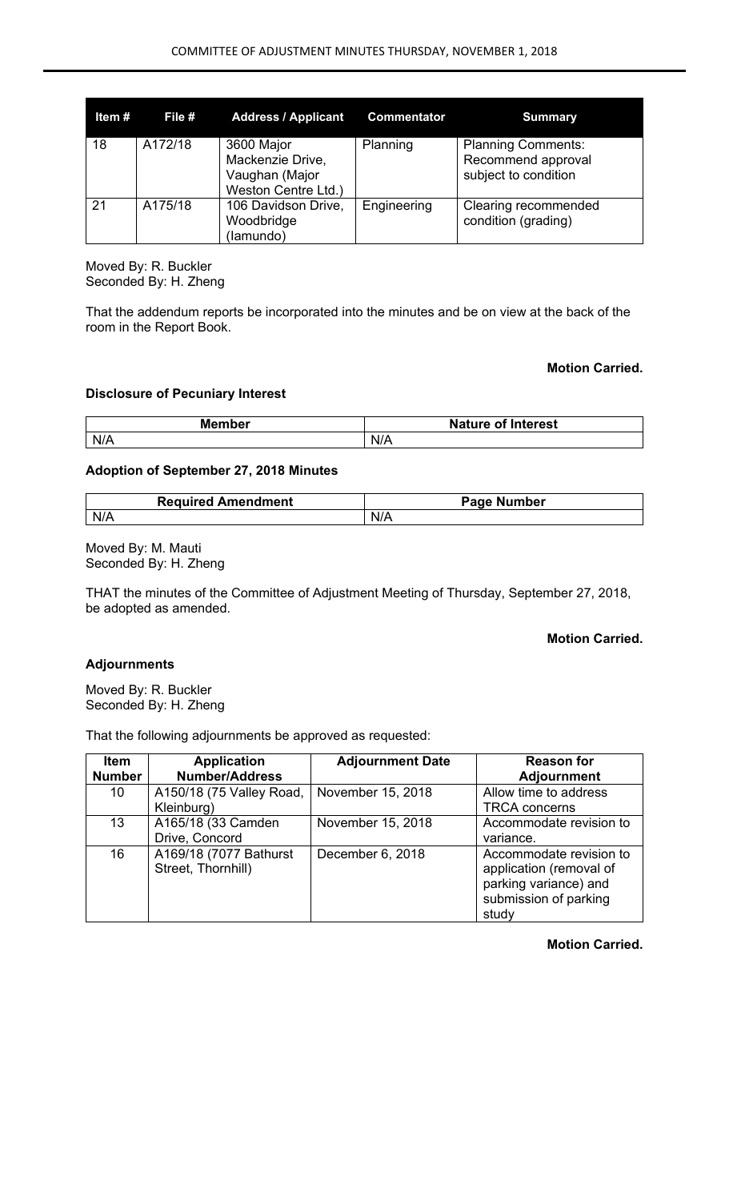| Item # | File # | Address / Applicant | Commentator | Summary |
|---|---|---|---|---|
| 18 | A172/18 | 3600 Major Mackenzie Drive, Vaughan (Major Weston Centre Ltd.) | Planning | Planning Comments: Recommend approval subject to condition |
| 21 | A175/18 | 106 Davidson Drive, Woodbridge (Iamundo) | Engineering | Clearing recommended condition (grading) |

Moved By: R. Buckler
Seconded By: H. Zheng

That the addendum reports be incorporated into the minutes and be on view at the back of the room in the Report Book.

**Motion Carried.**

**Disclosure of Pecuniary Interest**

| Member | Nature of Interest |
|---|---|
| N/A | N/A |

**Adoption of September 27, 2018 Minutes**

| Required Amendment | Page Number |
|---|---|
| N/A | N/A |

Moved By: M. Mauti
Seconded By: H. Zheng

THAT the minutes of the Committee of Adjustment Meeting of Thursday, September 27, 2018, be adopted as amended.

**Motion Carried.**

**Adjournments**

Moved By: R. Buckler
Seconded By: H. Zheng

That the following adjournments be approved as requested:

| Item Number | Application Number/Address | Adjournment Date | Reason for Adjournment |
|---|---|---|---|
| 10 | A150/18 (75 Valley Road, Kleinburg) | November 15, 2018 | Allow time to address TRCA concerns |
| 13 | A165/18 (33 Camden Drive, Concord | November 15, 2018 | Accommodate revision to variance. |
| 16 | A169/18 (7077 Bathurst Street, Thornhill) | December 6, 2018 | Accommodate revision to application (removal of parking variance) and submission of parking study |

**Motion Carried.**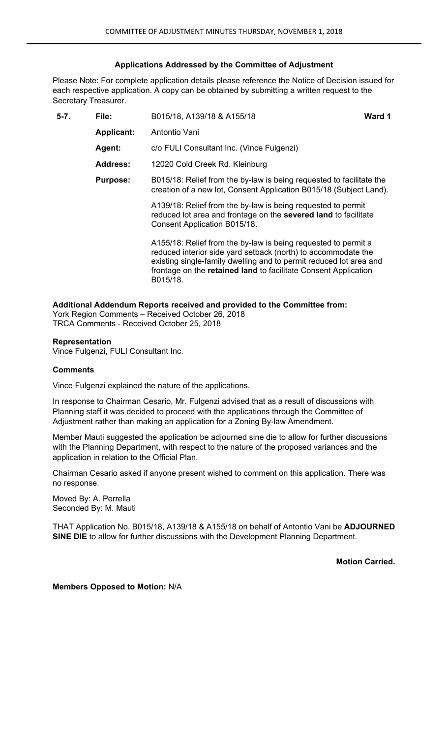### Applications Addressed by the Committee of Adjustment

Please Note: For complete application details please reference the Notice of Decision issued for each respective application. A copy can be obtained by submitting a written request to the Secretary Treasurer.

| 5-7. | File: | B015/18, A139/18 & A155/18 | Ward 1 |
| --- | --- | --- | --- |
| | Applicant: | Antontio Vani | |
| | Agent: | c/o FULI Consultant Inc. (Vince Fulgenzi) | |
| | Address: | 12020 Cold Creek Rd. Kleinburg | |
| | Purpose: | B015/18: Relief from the by-law is being requested to facilitate the creation of a new lot, Consent Application B015/18 (Subject Land). | |
| | | A139/18: Relief from the by-law is being requested to permit reduced lot area and frontage on the **severed land** to facilitate Consent Application B015/18. | |
| | | A155/18: Relief from the by-law is being requested to permit a reduced interior side yard setback (north) to accommodate the existing single-family dwelling and to permit reduced lot area and frontage on the **retained land** to facilitate Consent Application B015/18. | |

**Additional Addendum Reports received and provided to the Committee from:**
York Region Comments – Received October 26, 2018
TRCA Comments - Received October 25, 2018

**Representation**
Vince Fulgenzi, FULI Consultant Inc.

**Comments**

Vince Fulgenzi explained the nature of the applications.

In response to Chairman Cesario, Mr. Fulgenzi advised that as a result of discussions with Planning staff it was decided to proceed with the applications through the Committee of Adjustment rather than making an application for a Zoning By-law Amendment.

Member Mauti suggested the application be adjourned sine die to allow for further discussions with the Planning Department, with respect to the nature of the proposed variances and the application in relation to the Official Plan.

Chairman Cesario asked if anyone present wished to comment on this application. There was no response.

Moved By: A. Perrella
Seconded By: M. Mauti

THAT Application No. B015/18, A139/18 & A155/18 on behalf of Antontio Vani be **ADJOURNED SINE DIE** to allow for further discussions with the Development Planning Department.

**Motion Carried.**

**Members Opposed to Motion:** N/A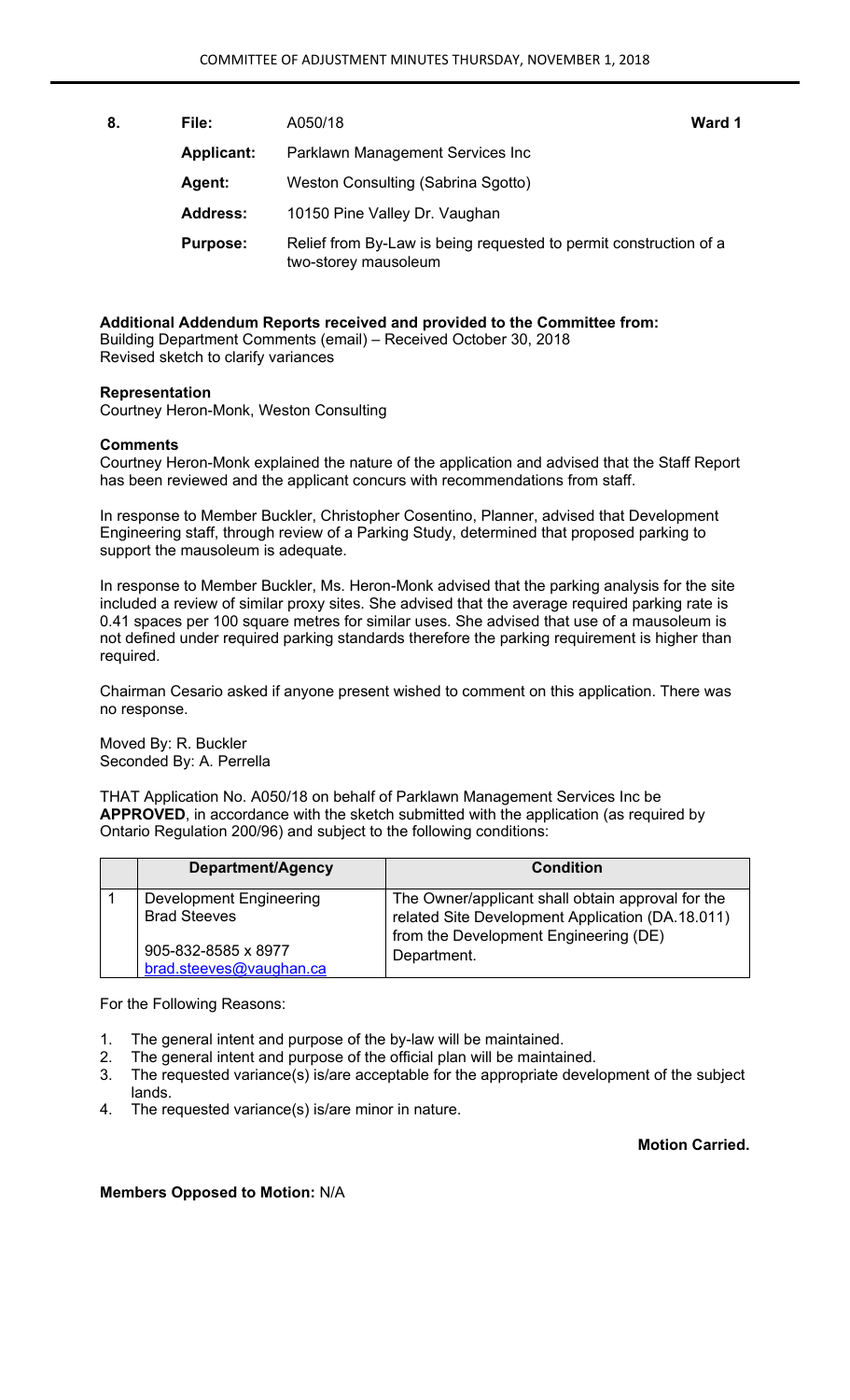**8.** **File:** A050/18 **Ward 1**

**Applicant:** Parklawn Management Services Inc

**Agent:** Weston Consulting (Sabrina Sgotto)

**Address:** 10150 Pine Valley Dr. Vaughan

**Purpose:** Relief from By-Law is being requested to permit construction of a two-storey mausoleum

**Additional Addendum Reports received and provided to the Committee from:**
Building Department Comments (email) – Received October 30, 2018
Revised sketch to clarify variances

**Representation**
Courtney Heron-Monk, Weston Consulting

**Comments**
Courtney Heron-Monk explained the nature of the application and advised that the Staff Report has been reviewed and the applicant concurs with recommendations from staff.

In response to Member Buckler, Christopher Cosentino, Planner, advised that Development Engineering staff, through review of a Parking Study, determined that proposed parking to support the mausoleum is adequate.

In response to Member Buckler, Ms. Heron-Monk advised that the parking analysis for the site included a review of similar proxy sites. She advised that the average required parking rate is 0.41 spaces per 100 square metres for similar uses. She advised that use of a mausoleum is not defined under required parking standards therefore the parking requirement is higher than required.

Chairman Cesario asked if anyone present wished to comment on this application. There was no response.

Moved By: R. Buckler
Seconded By: A. Perrella

THAT Application No. A050/18 on behalf of Parklawn Management Services Inc be **APPROVED**, in accordance with the sketch submitted with the application (as required by Ontario Regulation 200/96) and subject to the following conditions:

| | Department/Agency | Condition |
|---|---|---|
| 1 | Development Engineering<br>Brad Steeves<br><br>905-832-8585 x 8977<br>brad.steeves@vaughan.ca | The Owner/applicant shall obtain approval for the related Site Development Application (DA.18.011) from the Development Engineering (DE) Department. |

For the Following Reasons:

1. The general intent and purpose of the by-law will be maintained.
2. The general intent and purpose of the official plan will be maintained.
3. The requested variance(s) is/are acceptable for the appropriate development of the subject lands.
4. The requested variance(s) is/are minor in nature.

**Motion Carried.**

**Members Opposed to Motion:** N/A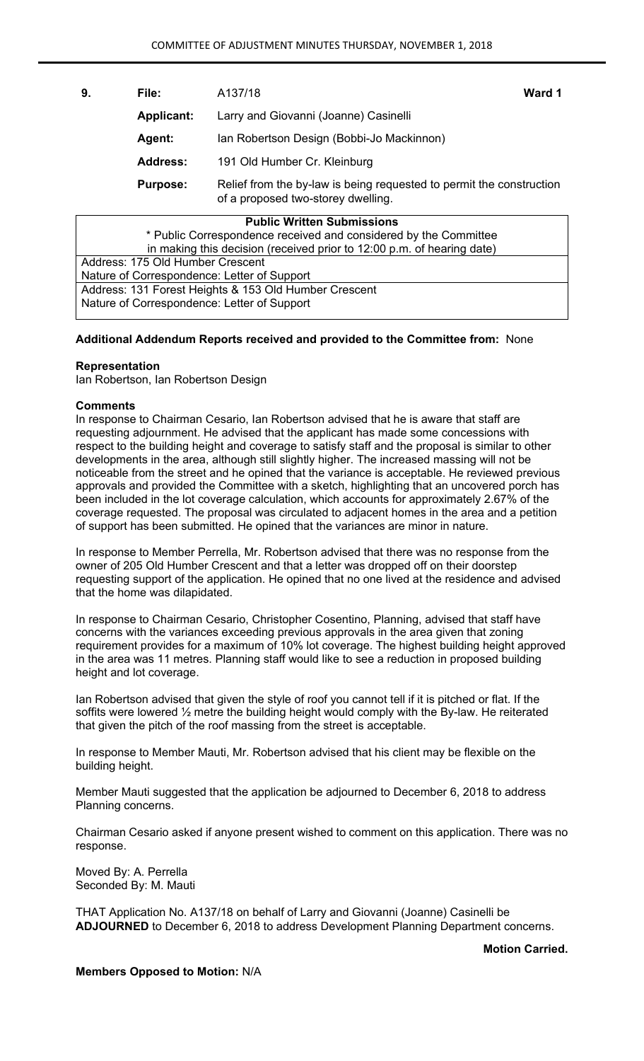| 9. | File: | A137/18 | Ward 1 |
|---|---|---|---|
| | **Applicant:** | Larry and Giovanni (Joanne) Casinelli | |
| | **Agent:** | Ian Robertson Design (Bobbi-Jo Mackinnon) | |
| | **Address:** | 191 Old Humber Cr. Kleinburg | |
| | **Purpose:** | Relief from the by-law is being requested to permit the construction of a proposed two-storey dwelling. | |

| **Public Written Submissions** |
|---|
| \* Public Correspondence received and considered by the Committee in making this decision (received prior to 12:00 p.m. of hearing date) |
| Address: 175 Old Humber Crescent<br>Nature of Correspondence: Letter of Support |
| Address: 131 Forest Heights & 153 Old Humber Crescent<br>Nature of Correspondence: Letter of Support |

**Additional Addendum Reports received and provided to the Committee from:** None

**Representation**

Ian Robertson, Ian Robertson Design

**Comments**

In response to Chairman Cesario, Ian Robertson advised that he is aware that staff are requesting adjournment. He advised that the applicant has made some concessions with respect to the building height and coverage to satisfy staff and the proposal is similar to other developments in the area, although still slightly higher. The increased massing will not be noticeable from the street and he opined that the variance is acceptable. He reviewed previous approvals and provided the Committee with a sketch, highlighting that an uncovered porch has been included in the lot coverage calculation, which accounts for approximately 2.67% of the coverage requested. The proposal was circulated to adjacent homes in the area and a petition of support has been submitted. He opined that the variances are minor in nature.

In response to Member Perrella, Mr. Robertson advised that there was no response from the owner of 205 Old Humber Crescent and that a letter was dropped off on their doorstep requesting support of the application. He opined that no one lived at the residence and advised that the home was dilapidated.

In response to Chairman Cesario, Christopher Cosentino, Planning, advised that staff have concerns with the variances exceeding previous approvals in the area given that zoning requirement provides for a maximum of 10% lot coverage. The highest building height approved in the area was 11 metres. Planning staff would like to see a reduction in proposed building height and lot coverage.

Ian Robertson advised that given the style of roof you cannot tell if it is pitched or flat. If the soffits were lowered ½ metre the building height would comply with the By-law. He reiterated that given the pitch of the roof massing from the street is acceptable.

In response to Member Mauti, Mr. Robertson advised that his client may be flexible on the building height.

Member Mauti suggested that the application be adjourned to December 6, 2018 to address Planning concerns.

Chairman Cesario asked if anyone present wished to comment on this application. There was no response.

Moved By: A. Perrella
Seconded By: M. Mauti

THAT Application No. A137/18 on behalf of Larry and Giovanni (Joanne) Casinelli be **ADJOURNED** to December 6, 2018 to address Development Planning Department concerns.

**Motion Carried.**

**Members Opposed to Motion:** N/A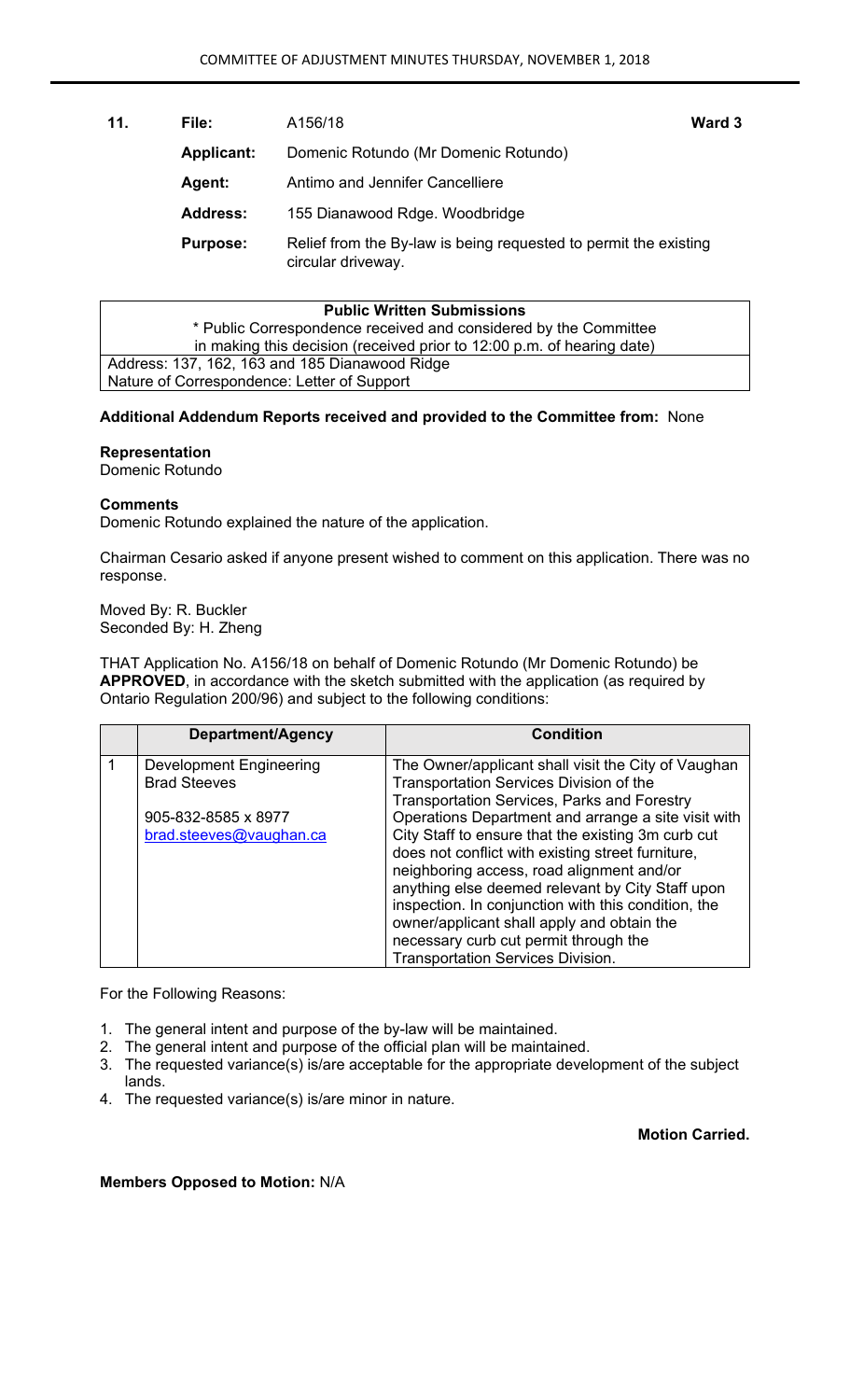**11.** **File:** A156/18 **Ward 3**

**Applicant:** Domenic Rotundo (Mr Domenic Rotundo)

**Agent:** Antimo and Jennifer Cancelliere

**Address:** 155 Dianawood Rdge. Woodbridge

**Purpose:** Relief from the By-law is being requested to permit the existing circular driveway.

| **Public Written Submissions** |
|---|
| * Public Correspondence received and considered by the Committee in making this decision (received prior to 12:00 p.m. of hearing date) |
| Address: 137, 162, 163 and 185 Dianawood Ridge<br>Nature of Correspondence: Letter of Support |

**Additional Addendum Reports received and provided to the Committee from:** None

**Representation**
Domenic Rotundo

**Comments**
Domenic Rotundo explained the nature of the application.

Chairman Cesario asked if anyone present wished to comment on this application. There was no response.

Moved By: R. Buckler
Seconded By: H. Zheng

THAT Application No. A156/18 on behalf of Domenic Rotundo (Mr Domenic Rotundo) be **APPROVED**, in accordance with the sketch submitted with the application (as required by Ontario Regulation 200/96) and subject to the following conditions:

| | **Department/Agency** | **Condition** |
|---|---|---|
| 1 | Development Engineering<br>Brad Steeves<br><br>905-832-8585 x 8977<br>brad.steeves@vaughan.ca | The Owner/applicant shall visit the City of Vaughan Transportation Services Division of the Transportation Services, Parks and Forestry Operations Department and arrange a site visit with City Staff to ensure that the existing 3m curb cut does not conflict with existing street furniture, neighboring access, road alignment and/or anything else deemed relevant by City Staff upon inspection. In conjunction with this condition, the owner/applicant shall apply and obtain the necessary curb cut permit through the Transportation Services Division. |

For the Following Reasons:

1. The general intent and purpose of the by-law will be maintained.
2. The general intent and purpose of the official plan will be maintained.
3. The requested variance(s) is/are acceptable for the appropriate development of the subject lands.
4. The requested variance(s) is/are minor in nature.

**Motion Carried.**

**Members Opposed to Motion:** N/A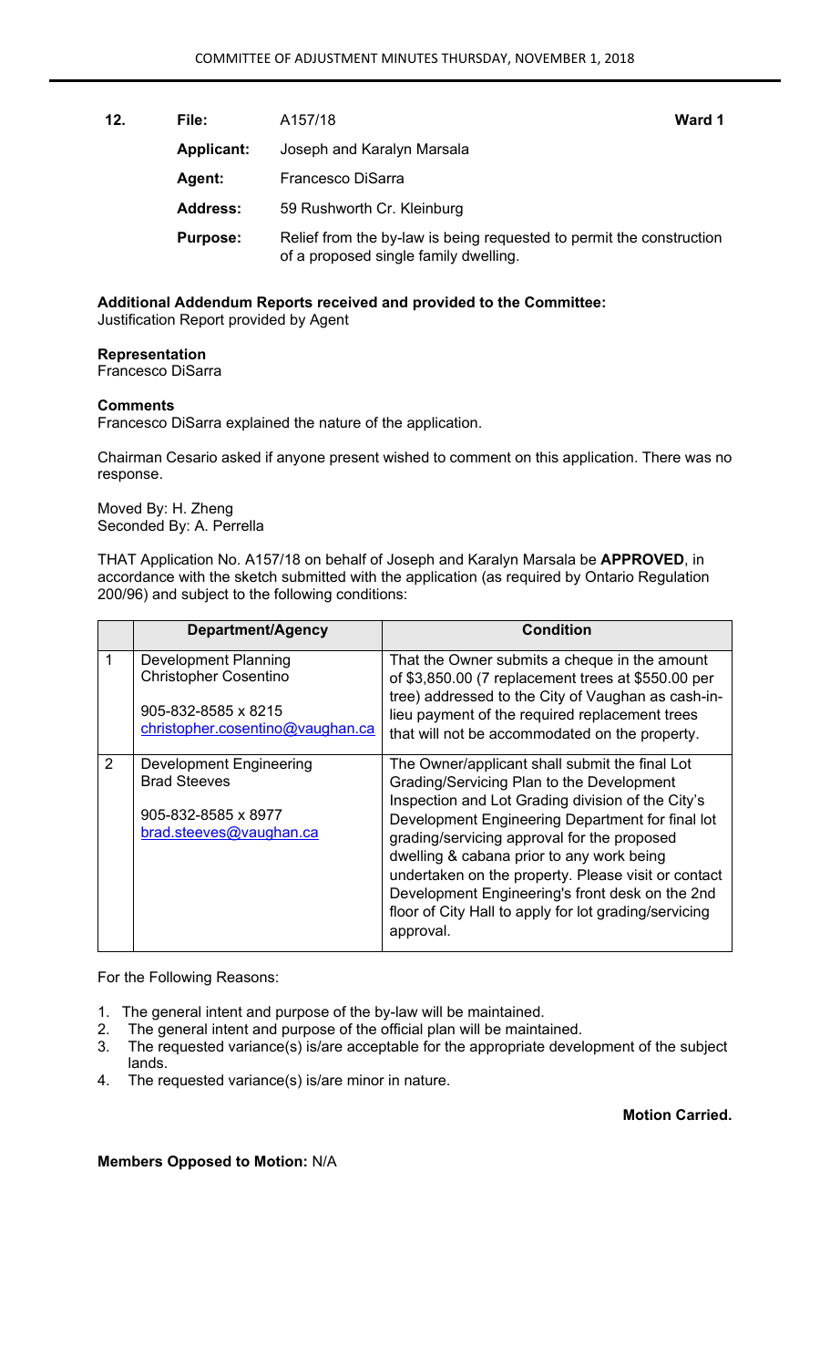**12.** **File:** A157/18 **Ward 1**

**Applicant:** Joseph and Karalyn Marsala

**Agent:** Francesco DiSarra

**Address:** 59 Rushworth Cr. Kleinburg

**Purpose:** Relief from the by-law is being requested to permit the construction of a proposed single family dwelling.

**Additional Addendum Reports received and provided to the Committee:**
Justification Report provided by Agent

**Representation**
Francesco DiSarra

**Comments**
Francesco DiSarra explained the nature of the application.

Chairman Cesario asked if anyone present wished to comment on this application. There was no response.

Moved By: H. Zheng
Seconded By: A. Perrella

THAT Application No. A157/18 on behalf of Joseph and Karalyn Marsala be **APPROVED**, in accordance with the sketch submitted with the application (as required by Ontario Regulation 200/96) and subject to the following conditions:

| | Department/Agency | Condition |
|---|---|---|
| 1 | Development Planning<br>Christopher Cosentino<br><br>905-832-8585 x 8215<br>christopher.cosentino@vaughan.ca | That the Owner submits a cheque in the amount of $3,850.00 (7 replacement trees at $550.00 per tree) addressed to the City of Vaughan as cash-in-lieu payment of the required replacement trees that will not be accommodated on the property. |
| 2 | Development Engineering<br>Brad Steeves<br><br>905-832-8585 x 8977<br>brad.steeves@vaughan.ca | The Owner/applicant shall submit the final Lot Grading/Servicing Plan to the Development Inspection and Lot Grading division of the City's Development Engineering Department for final lot grading/servicing approval for the proposed dwelling & cabana prior to any work being undertaken on the property. Please visit or contact Development Engineering's front desk on the 2nd floor of City Hall to apply for lot grading/servicing approval. |

For the Following Reasons:

1. The general intent and purpose of the by-law will be maintained.
2. The general intent and purpose of the official plan will be maintained.
3. The requested variance(s) is/are acceptable for the appropriate development of the subject lands.
4. The requested variance(s) is/are minor in nature.

**Motion Carried.**

**Members Opposed to Motion:** N/A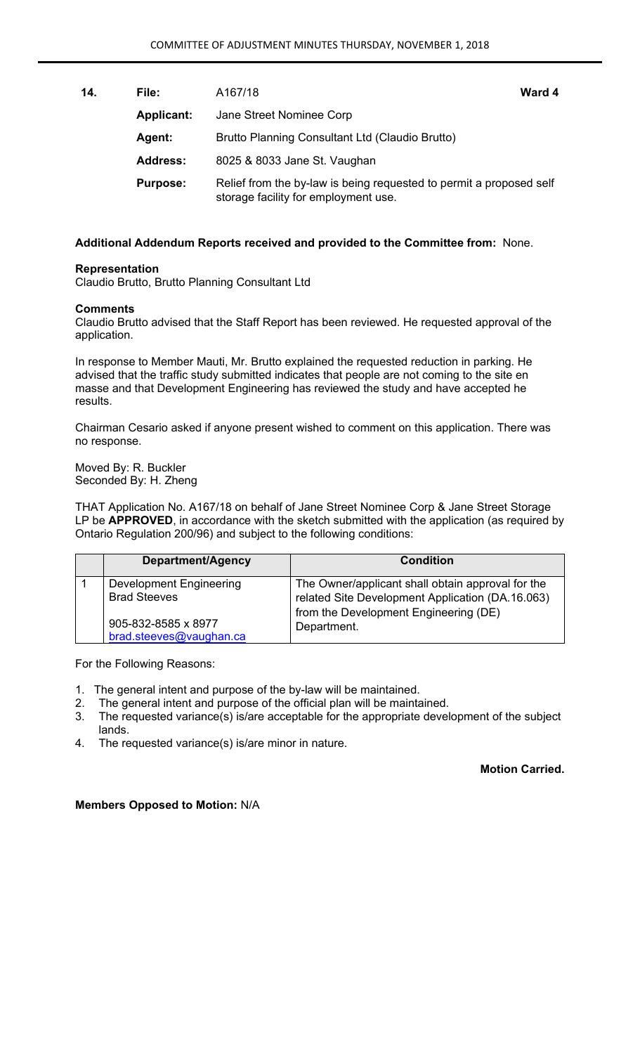| 14. | File: | A167/18 | Ward 4 |
|---|---|---|---|
| | **Applicant:** | Jane Street Nominee Corp | |
| | **Agent:** | Brutto Planning Consultant Ltd (Claudio Brutto) | |
| | **Address:** | 8025 & 8033 Jane St. Vaughan | |
| | **Purpose:** | Relief from the by-law is being requested to permit a proposed self storage facility for employment use. | |

**Additional Addendum Reports received and provided to the Committee from:** None.

**Representation**
Claudio Brutto, Brutto Planning Consultant Ltd

**Comments**
Claudio Brutto advised that the Staff Report has been reviewed. He requested approval of the application.

In response to Member Mauti, Mr. Brutto explained the requested reduction in parking. He advised that the traffic study submitted indicates that people are not coming to the site en masse and that Development Engineering has reviewed the study and have accepted he results.

Chairman Cesario asked if anyone present wished to comment on this application. There was no response.

Moved By: R. Buckler
Seconded By: H. Zheng

THAT Application No. A167/18 on behalf of Jane Street Nominee Corp & Jane Street Storage LP be **APPROVED**, in accordance with the sketch submitted with the application (as required by Ontario Regulation 200/96) and subject to the following conditions:

| | Department/Agency | Condition |
|---|---|---|
| 1 | Development Engineering<br>Brad Steeves<br><br>905-832-8585 x 8977<br>brad.steeves@vaughan.ca | The Owner/applicant shall obtain approval for the related Site Development Application (DA.16.063) from the Development Engineering (DE) Department. |

For the Following Reasons:

1. The general intent and purpose of the by-law will be maintained.
2. The general intent and purpose of the official plan will be maintained.
3. The requested variance(s) is/are acceptable for the appropriate development of the subject lands.
4. The requested variance(s) is/are minor in nature.

**Motion Carried.**

**Members Opposed to Motion:** N/A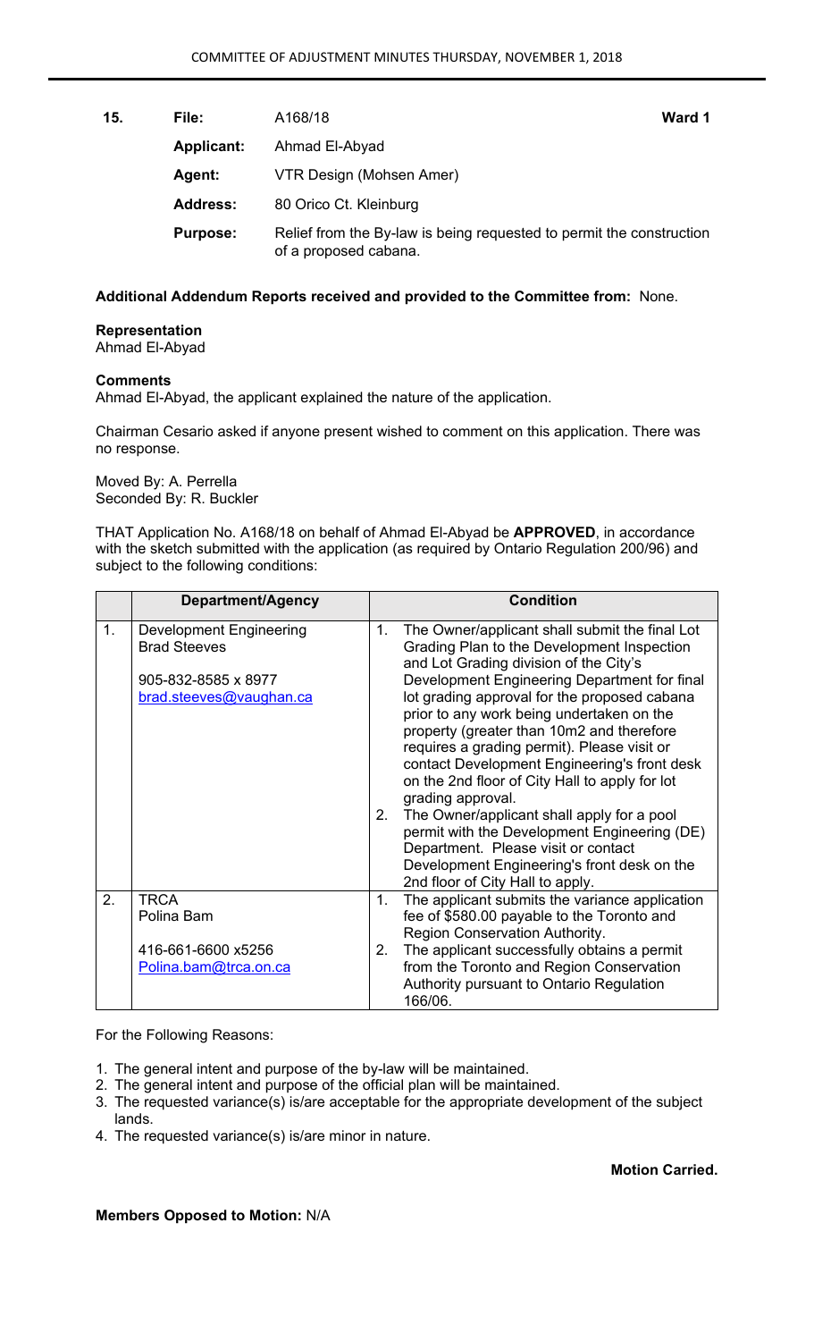| 15. | File: | A168/18 | Ward 1 |
|---|---|---|---|
| | **Applicant:** | Ahmad El-Abyad | |
| | **Agent:** | VTR Design (Mohsen Amer) | |
| | **Address:** | 80 Orico Ct. Kleinburg | |
| | **Purpose:** | Relief from the By-law is being requested to permit the construction of a proposed cabana. | |

**Additional Addendum Reports received and provided to the Committee from:** None.

**Representation**
Ahmad El-Abyad

**Comments**
Ahmad El-Abyad, the applicant explained the nature of the application.

Chairman Cesario asked if anyone present wished to comment on this application. There was no response.

Moved By: A. Perrella
Seconded By: R. Buckler

THAT Application No. A168/18 on behalf of Ahmad El-Abyad be **APPROVED**, in accordance with the sketch submitted with the application (as required by Ontario Regulation 200/96) and subject to the following conditions:

| | Department/Agency | Condition |
|---|---|---|
| 1. | Development Engineering<br>Brad Steeves<br><br>905-832-8585 x 8977<br>brad.steeves@vaughan.ca | 1. The Owner/applicant shall submit the final Lot Grading Plan to the Development Inspection and Lot Grading division of the City's Development Engineering Department for final lot grading approval for the proposed cabana prior to any work being undertaken on the property (greater than 10m2 and therefore requires a grading permit). Please visit or contact Development Engineering's front desk on the 2nd floor of City Hall to apply for lot grading approval.<br>2. The Owner/applicant shall apply for a pool permit with the Development Engineering (DE) Department. Please visit or contact Development Engineering's front desk on the 2nd floor of City Hall to apply. |
| 2. | TRCA<br>Polina Bam<br><br>416-661-6600 x5256<br>Polina.bam@trca.on.ca | 1. The applicant submits the variance application fee of $580.00 payable to the Toronto and Region Conservation Authority.<br>2. The applicant successfully obtains a permit from the Toronto and Region Conservation Authority pursuant to Ontario Regulation 166/06. |

For the Following Reasons:

1. The general intent and purpose of the by-law will be maintained.
2. The general intent and purpose of the official plan will be maintained.
3. The requested variance(s) is/are acceptable for the appropriate development of the subject lands.
4. The requested variance(s) is/are minor in nature.

**Motion Carried.**

**Members Opposed to Motion:** N/A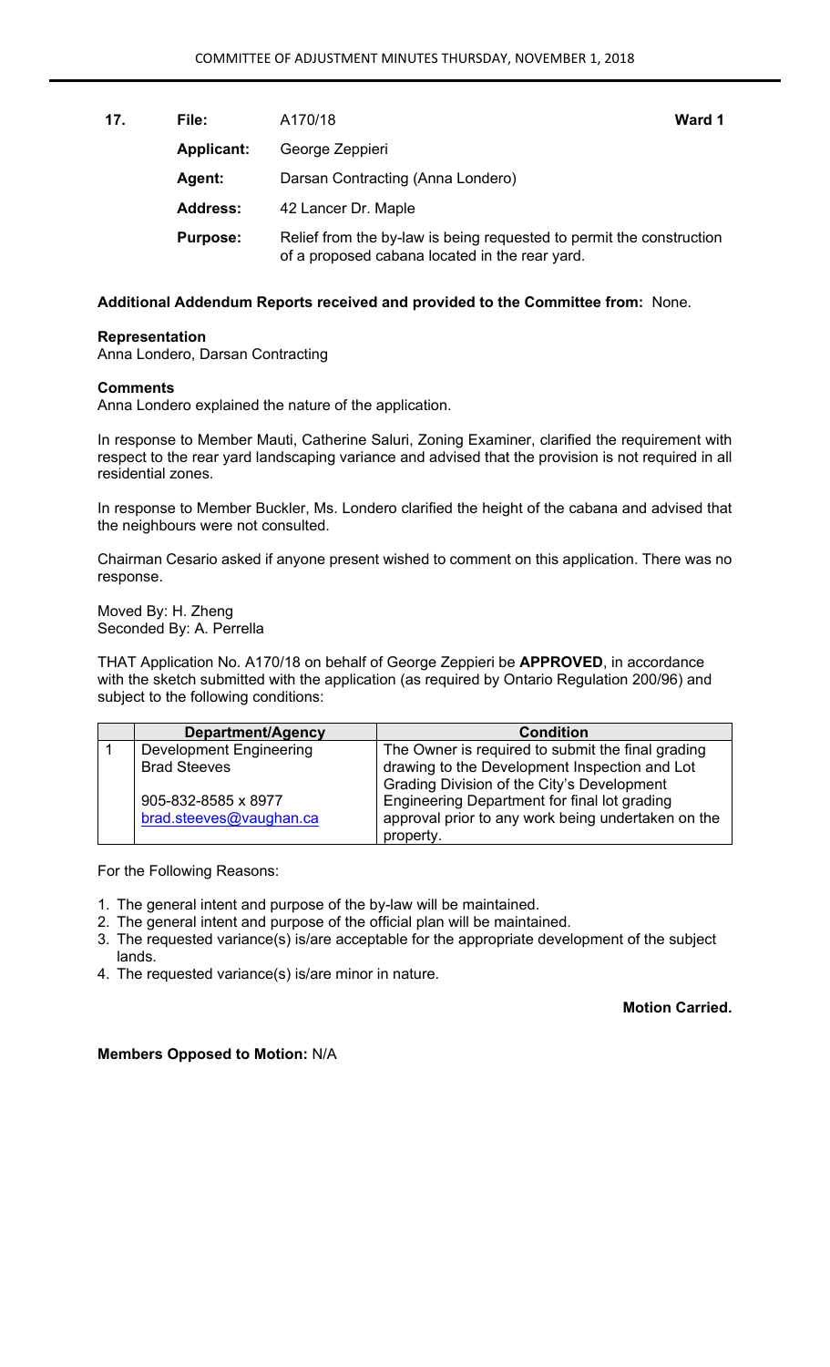**17.** **File:** A170/18 **Ward 1**

**Applicant:** George Zeppieri

**Agent:** Darsan Contracting (Anna Londero)

**Address:** 42 Lancer Dr. Maple

**Purpose:** Relief from the by-law is being requested to permit the construction of a proposed cabana located in the rear yard.

**Additional Addendum Reports received and provided to the Committee from:** None.

**Representation**
Anna Londero, Darsan Contracting

**Comments**
Anna Londero explained the nature of the application.

In response to Member Mauti, Catherine Saluri, Zoning Examiner, clarified the requirement with respect to the rear yard landscaping variance and advised that the provision is not required in all residential zones.

In response to Member Buckler, Ms. Londero clarified the height of the cabana and advised that the neighbours were not consulted.

Chairman Cesario asked if anyone present wished to comment on this application. There was no response.

Moved By: H. Zheng
Seconded By: A. Perrella

THAT Application No. A170/18 on behalf of George Zeppieri be **APPROVED**, in accordance with the sketch submitted with the application (as required by Ontario Regulation 200/96) and subject to the following conditions:

| | **Department/Agency** | **Condition** |
|---|---|---|
| 1 | Development Engineering<br>Brad Steeves<br><br>905-832-8585 x 8977<br>brad.steeves@vaughan.ca | The Owner is required to submit the final grading drawing to the Development Inspection and Lot Grading Division of the City's Development Engineering Department for final lot grading approval prior to any work being undertaken on the property. |

For the Following Reasons:

1. The general intent and purpose of the by-law will be maintained.
2. The general intent and purpose of the official plan will be maintained.
3. The requested variance(s) is/are acceptable for the appropriate development of the subject lands.
4. The requested variance(s) is/are minor in nature.

**Motion Carried.**

**Members Opposed to Motion:** N/A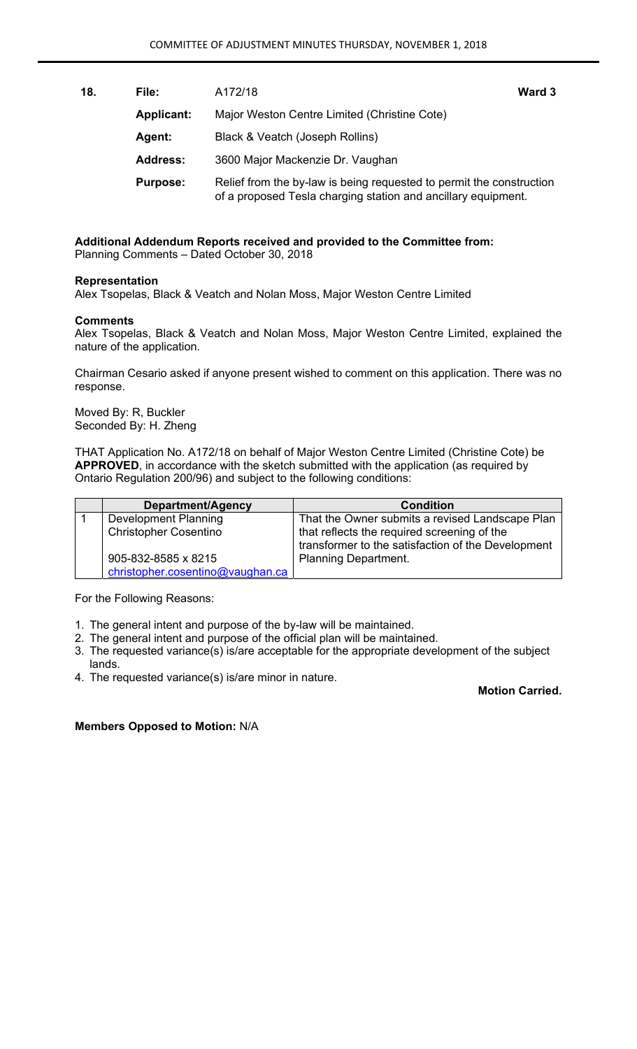**18.** **File:** A172/18 **Ward 3**

**Applicant:** Major Weston Centre Limited (Christine Cote)

**Agent:** Black & Veatch (Joseph Rollins)

**Address:** 3600 Major Mackenzie Dr. Vaughan

**Purpose:** Relief from the by-law is being requested to permit the construction of a proposed Tesla charging station and ancillary equipment.

**Additional Addendum Reports received and provided to the Committee from:**
Planning Comments – Dated October 30, 2018

**Representation**
Alex Tsopelas, Black & Veatch and Nolan Moss, Major Weston Centre Limited

**Comments**
Alex Tsopelas, Black & Veatch and Nolan Moss, Major Weston Centre Limited, explained the nature of the application.

Chairman Cesario asked if anyone present wished to comment on this application. There was no response.

Moved By: R, Buckler
Seconded By: H. Zheng

THAT Application No. A172/18 on behalf of Major Weston Centre Limited (Christine Cote) be **APPROVED**, in accordance with the sketch submitted with the application (as required by Ontario Regulation 200/96) and subject to the following conditions:

| | Department/Agency | Condition |
|---|---|---|
| 1 | Development Planning<br>Christopher Cosentino<br><br>905-832-8585 x 8215<br>christopher.cosentino@vaughan.ca | That the Owner submits a revised Landscape Plan that reflects the required screening of the transformer to the satisfaction of the Development Planning Department. |

For the Following Reasons:

1. The general intent and purpose of the by-law will be maintained.
2. The general intent and purpose of the official plan will be maintained.
3. The requested variance(s) is/are acceptable for the appropriate development of the subject lands.
4. The requested variance(s) is/are minor in nature.

**Motion Carried.**

**Members Opposed to Motion:** N/A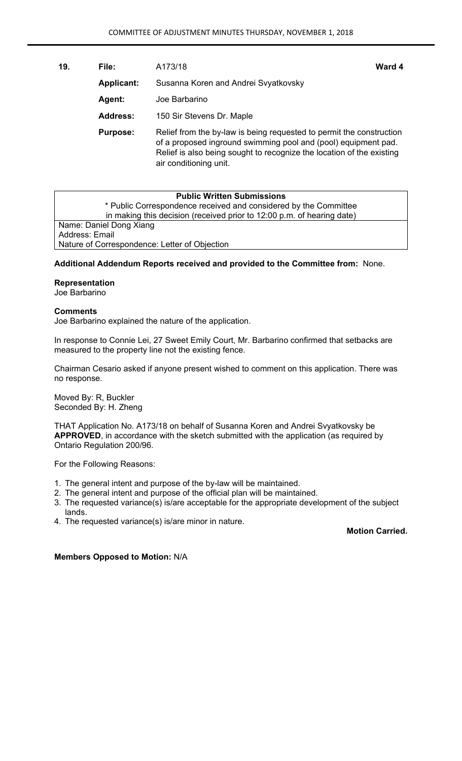| 19. | File: | A173/18 | Ward 4 |
|---|---|---|---|
| | Applicant: | Susanna Koren and Andrei Svyatkovsky | |
| | Agent: | Joe Barbarino | |
| | Address: | 150 Sir Stevens Dr. Maple | |
| | Purpose: | Relief from the by-law is being requested to permit the construction of a proposed inground swimming pool and (pool) equipment pad. Relief is also being sought to recognize the location of the existing air conditioning unit. | |

| Public Written Submissions |
|---|
| * Public Correspondence received and considered by the Committee in making this decision (received prior to 12:00 p.m. of hearing date) |
| Name: Daniel Dong Xiang<br>Address: Email<br>Nature of Correspondence: Letter of Objection |

**Additional Addendum Reports received and provided to the Committee from:** None.

**Representation**
Joe Barbarino

**Comments**
Joe Barbarino explained the nature of the application.

In response to Connie Lei, 27 Sweet Emily Court, Mr. Barbarino confirmed that setbacks are measured to the property line not the existing fence.

Chairman Cesario asked if anyone present wished to comment on this application. There was no response.

Moved By: R, Buckler
Seconded By: H. Zheng

THAT Application No. A173/18 on behalf of Susanna Koren and Andrei Svyatkovsky be **APPROVED**, in accordance with the sketch submitted with the application (as required by Ontario Regulation 200/96.

For the Following Reasons:

1. The general intent and purpose of the by-law will be maintained.
2. The general intent and purpose of the official plan will be maintained.
3. The requested variance(s) is/are acceptable for the appropriate development of the subject lands.
4. The requested variance(s) is/are minor in nature.

**Motion Carried.**

**Members Opposed to Motion:** N/A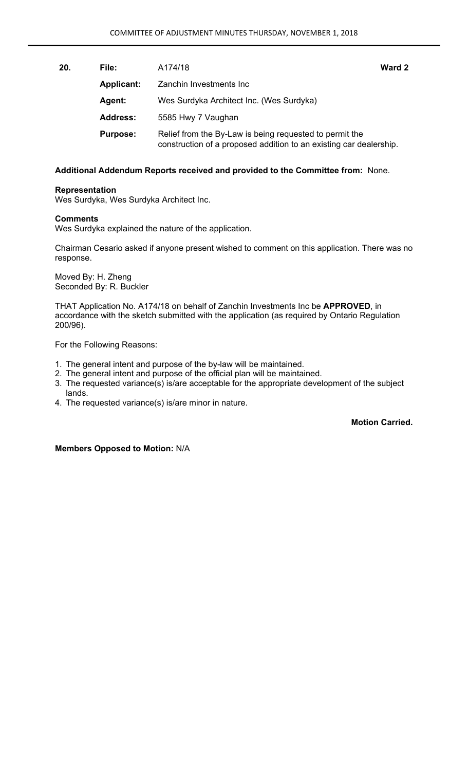| 20. | File: | A174/18 | Ward 2 |
|---|---|---|---|
| | **Applicant:** | Zanchin Investments Inc | |
| | **Agent:** | Wes Surdyka Architect Inc. (Wes Surdyka) | |
| | **Address:** | 5585 Hwy 7 Vaughan | |
| | **Purpose:** | Relief from the By-Law is being requested to permit the construction of a proposed addition to an existing car dealership. | |

**Additional Addendum Reports received and provided to the Committee from:** None.

**Representation**
Wes Surdyka, Wes Surdyka Architect Inc.

**Comments**
Wes Surdyka explained the nature of the application.

Chairman Cesario asked if anyone present wished to comment on this application. There was no response.

Moved By: H. Zheng
Seconded By: R. Buckler

THAT Application No. A174/18 on behalf of Zanchin Investments Inc be **APPROVED**, in accordance with the sketch submitted with the application (as required by Ontario Regulation 200/96).

For the Following Reasons:

1. The general intent and purpose of the by-law will be maintained.
2. The general intent and purpose of the official plan will be maintained.
3. The requested variance(s) is/are acceptable for the appropriate development of the subject lands.
4. The requested variance(s) is/are minor in nature.

**Motion Carried.**

**Members Opposed to Motion:** N/A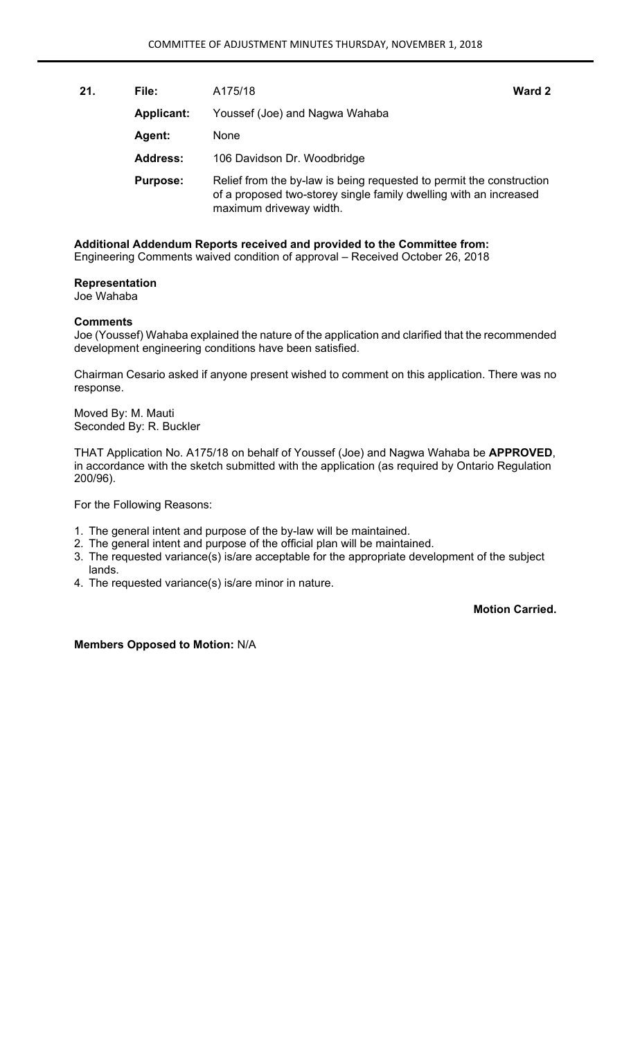| 21. | File: | A175/18 | Ward 2 |
|---|---|---|---|
| | Applicant: | Youssef (Joe) and Nagwa Wahaba | |
| | Agent: | None | |
| | Address: | 106 Davidson Dr. Woodbridge | |
| | Purpose: | Relief from the by-law is being requested to permit the construction of a proposed two-storey single family dwelling with an increased maximum driveway width. | |

**Additional Addendum Reports received and provided to the Committee from:**
Engineering Comments waived condition of approval – Received October 26, 2018

**Representation**
Joe Wahaba

**Comments**
Joe (Youssef) Wahaba explained the nature of the application and clarified that the recommended development engineering conditions have been satisfied.

Chairman Cesario asked if anyone present wished to comment on this application. There was no response.

Moved By: M. Mauti
Seconded By: R. Buckler

THAT Application No. A175/18 on behalf of Youssef (Joe) and Nagwa Wahaba be **APPROVED**, in accordance with the sketch submitted with the application (as required by Ontario Regulation 200/96).

For the Following Reasons:

1. The general intent and purpose of the by-law will be maintained.
2. The general intent and purpose of the official plan will be maintained.
3. The requested variance(s) is/are acceptable for the appropriate development of the subject lands.
4. The requested variance(s) is/are minor in nature.

**Motion Carried.**

**Members Opposed to Motion:** N/A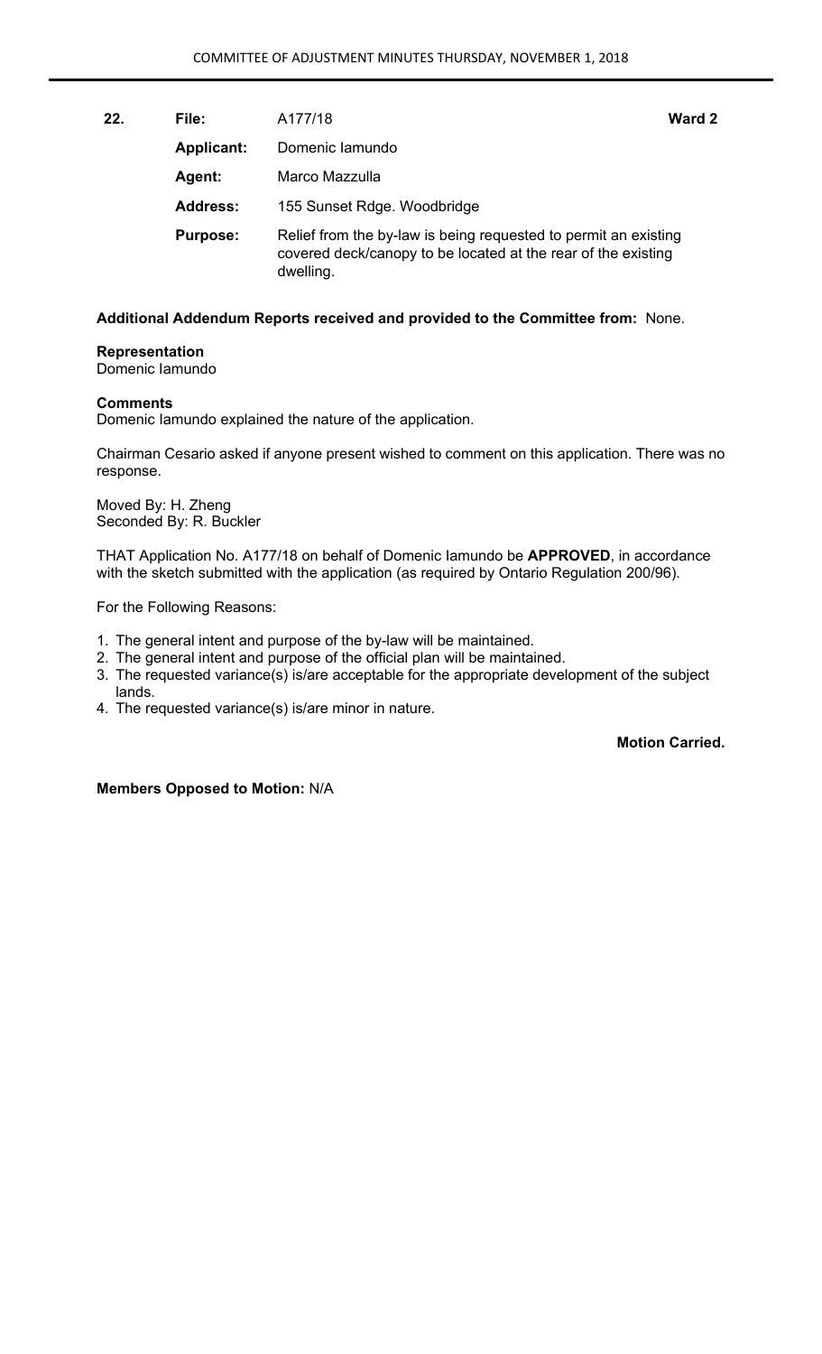**22.** **File:** A177/18 **Ward 2**

**Applicant:** Domenic Iamundo

**Agent:** Marco Mazzulla

**Address:** 155 Sunset Rdge. Woodbridge

**Purpose:** Relief from the by-law is being requested to permit an existing covered deck/canopy to be located at the rear of the existing dwelling.

**Additional Addendum Reports received and provided to the Committee from:** None.

**Representation**
Domenic Iamundo

**Comments**
Domenic Iamundo explained the nature of the application.

Chairman Cesario asked if anyone present wished to comment on this application. There was no response.

Moved By: H. Zheng
Seconded By: R. Buckler

THAT Application No. A177/18 on behalf of Domenic Iamundo be **APPROVED**, in accordance with the sketch submitted with the application (as required by Ontario Regulation 200/96).

For the Following Reasons:

1. The general intent and purpose of the by-law will be maintained.
2. The general intent and purpose of the official plan will be maintained.
3. The requested variance(s) is/are acceptable for the appropriate development of the subject lands.
4. The requested variance(s) is/are minor in nature.

**Motion Carried.**

**Members Opposed to Motion:** N/A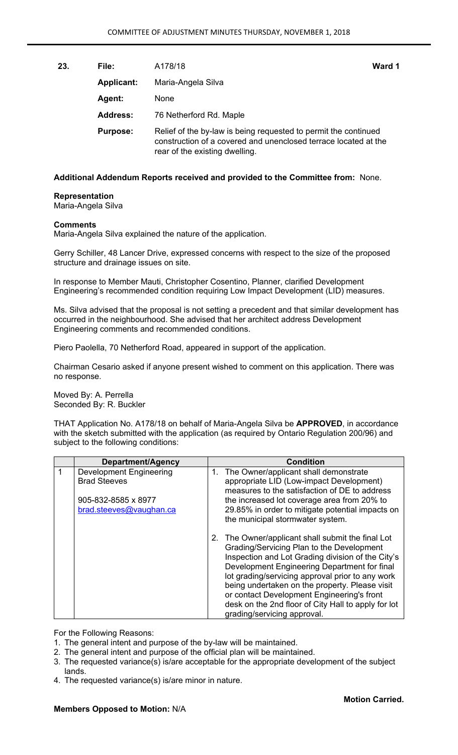| | | | |
|---|---|---|---|
| **23.** | **File:** | A178/18 | **Ward 1** |
| | **Applicant:** | Maria-Angela Silva | |
| | **Agent:** | None | |
| | **Address:** | 76 Netherford Rd. Maple | |
| | **Purpose:** | Relief of the by-law is being requested to permit the continued construction of a covered and unenclosed terrace located at the rear of the existing dwelling. | |

**Additional Addendum Reports received and provided to the Committee from:** None.

**Representation**
Maria-Angela Silva

**Comments**
Maria-Angela Silva explained the nature of the application.

Gerry Schiller, 48 Lancer Drive, expressed concerns with respect to the size of the proposed structure and drainage issues on site.

In response to Member Mauti, Christopher Cosentino, Planner, clarified Development Engineering's recommended condition requiring Low Impact Development (LID) measures.

Ms. Silva advised that the proposal is not setting a precedent and that similar development has occurred in the neighbourhood. She advised that her architect address Development Engineering comments and recommended conditions.

Piero Paolella, 70 Netherford Road, appeared in support of the application.

Chairman Cesario asked if anyone present wished to comment on this application. There was no response.

Moved By: A. Perrella
Seconded By: R. Buckler

THAT Application No. A178/18 on behalf of Maria-Angela Silva be **APPROVED**, in accordance with the sketch submitted with the application (as required by Ontario Regulation 200/96) and subject to the following conditions:

| | Department/Agency | Condition |
|---|---|---|
| 1 | Development Engineering<br>Brad Steeves<br><br>905-832-8585 x 8977<br>brad.steeves@vaughan.ca | 1. The Owner/applicant shall demonstrate appropriate LID (Low-impact Development) measures to the satisfaction of DE to address the increased lot coverage area from 20% to 29.85% in order to mitigate potential impacts on the municipal stormwater system.<br><br>2. The Owner/applicant shall submit the final Lot Grading/Servicing Plan to the Development Inspection and Lot Grading division of the City's Development Engineering Department for final lot grading/servicing approval prior to any work being undertaken on the property. Please visit or contact Development Engineering's front desk on the 2nd floor of City Hall to apply for lot grading/servicing approval. |

For the Following Reasons:
1. The general intent and purpose of the by-law will be maintained.
2. The general intent and purpose of the official plan will be maintained.
3. The requested variance(s) is/are acceptable for the appropriate development of the subject lands.
4. The requested variance(s) is/are minor in nature.

**Motion Carried.**

**Members Opposed to Motion:** N/A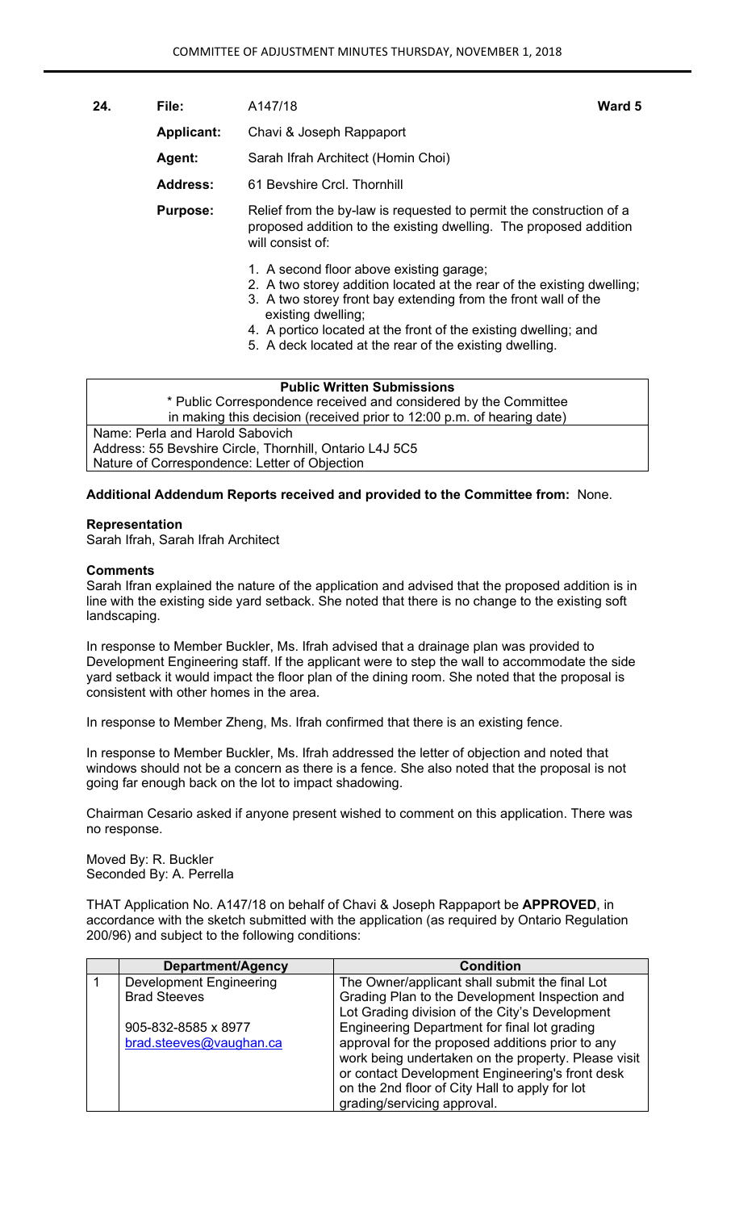| **24.** | **File:** | A147/18 | **Ward 5** |
|---|---|---|---|
| | **Applicant:** | Chavi & Joseph Rappaport | |
| | **Agent:** | Sarah Ifrah Architect (Homin Choi) | |
| | **Address:** | 61 Bevshire Crcl. Thornhill | |
| | **Purpose:** | Relief from the by-law is requested to permit the construction of a proposed addition to the existing dwelling. The proposed addition will consist of: | |

1. A second floor above existing garage;
2. A two storey addition located at the rear of the existing dwelling;
3. A two storey front bay extending from the front wall of the existing dwelling;
4. A portico located at the front of the existing dwelling; and
5. A deck located at the rear of the existing dwelling.

| **Public Written Submissions** |
|---|
| * Public Correspondence received and considered by the Committee in making this decision (received prior to 12:00 p.m. of hearing date) |
| Name: Perla and Harold Sabovich<br>Address: 55 Bevshire Circle, Thornhill, Ontario L4J 5C5<br>Nature of Correspondence: Letter of Objection |

**Additional Addendum Reports received and provided to the Committee from:** None.

**Representation**

Sarah Ifrah, Sarah Ifrah Architect

**Comments**

Sarah Ifran explained the nature of the application and advised that the proposed addition is in line with the existing side yard setback. She noted that there is no change to the existing soft landscaping.

In response to Member Buckler, Ms. Ifrah advised that a drainage plan was provided to Development Engineering staff. If the applicant were to step the wall to accommodate the side yard setback it would impact the floor plan of the dining room. She noted that the proposal is consistent with other homes in the area.

In response to Member Zheng, Ms. Ifrah confirmed that there is an existing fence.

In response to Member Buckler, Ms. Ifrah addressed the letter of objection and noted that windows should not be a concern as there is a fence. She also noted that the proposal is not going far enough back on the lot to impact shadowing.

Chairman Cesario asked if anyone present wished to comment on this application. There was no response.

Moved By: R. Buckler
Seconded By: A. Perrella

THAT Application No. A147/18 on behalf of Chavi & Joseph Rappaport be **APPROVED**, in accordance with the sketch submitted with the application (as required by Ontario Regulation 200/96) and subject to the following conditions:

| | Department/Agency | Condition |
|---|---|---|
| 1 | Development Engineering<br>Brad Steeves<br><br>905-832-8585 x 8977<br>brad.steeves@vaughan.ca | The Owner/applicant shall submit the final Lot Grading Plan to the Development Inspection and Lot Grading division of the City's Development Engineering Department for final lot grading approval for the proposed additions prior to any work being undertaken on the property. Please visit or contact Development Engineering's front desk on the 2nd floor of City Hall to apply for lot grading/servicing approval. |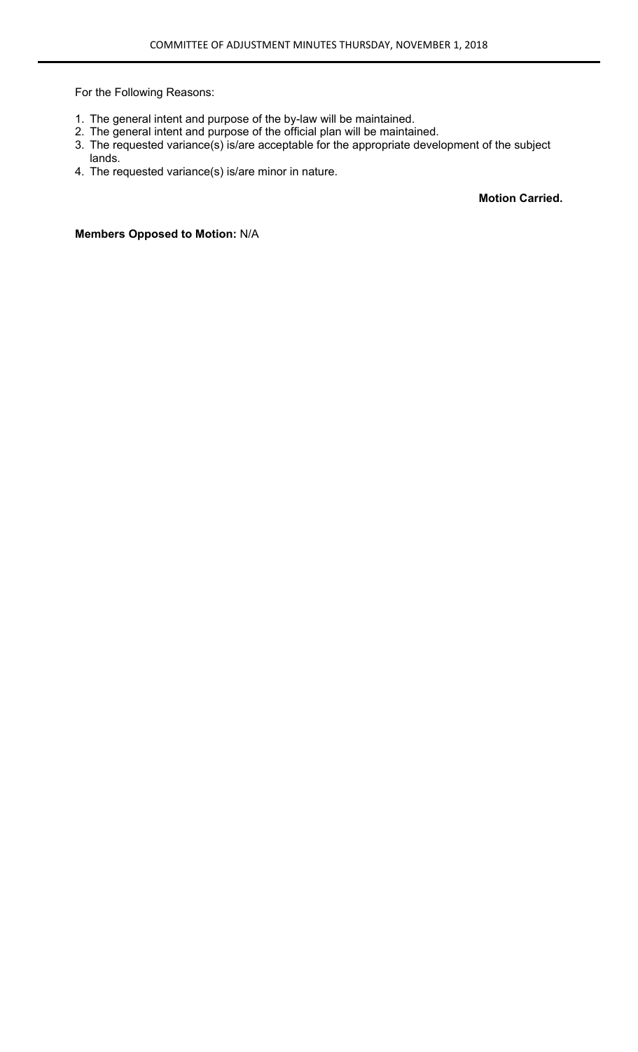For the Following Reasons:

1. The general intent and purpose of the by-law will be maintained.
2. The general intent and purpose of the official plan will be maintained.
3. The requested variance(s) is/are acceptable for the appropriate development of the subject lands.
4. The requested variance(s) is/are minor in nature.

**Motion Carried.**

**Members Opposed to Motion:** N/A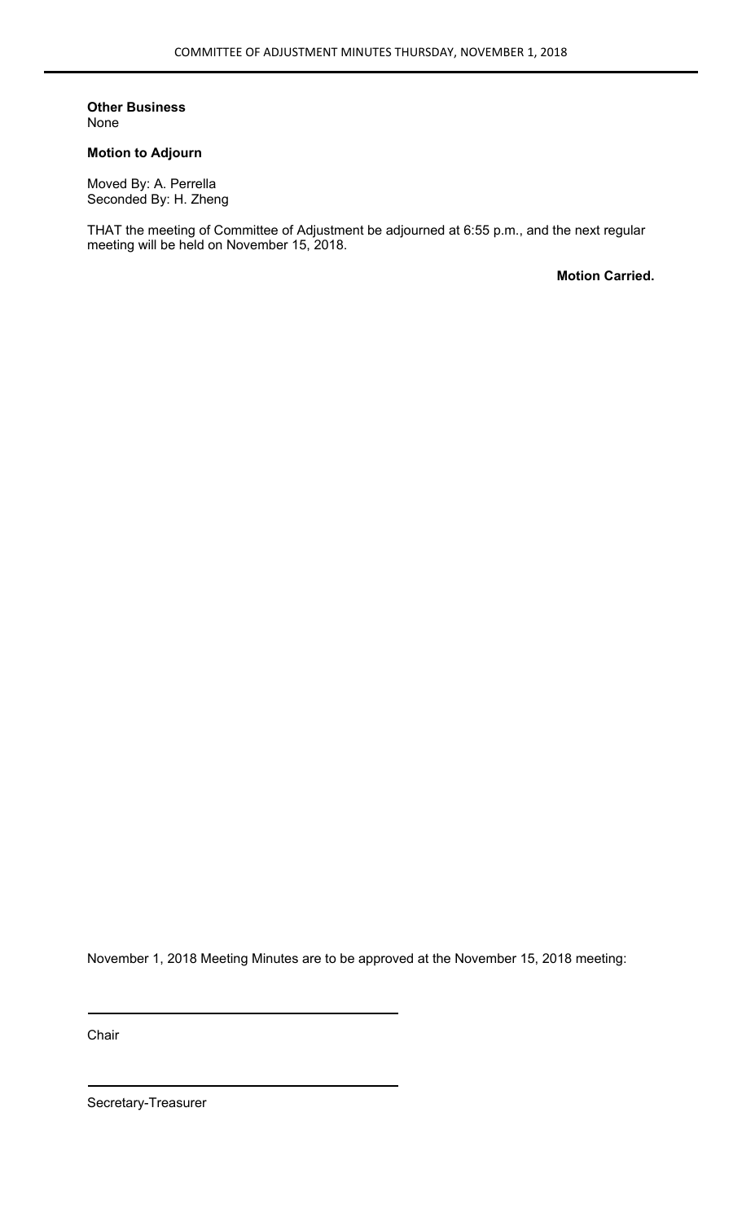**Other Business**
None

**Motion to Adjourn**

Moved By: A. Perrella
Seconded By: H. Zheng

THAT the meeting of Committee of Adjustment be adjourned at 6:55 p.m., and the next regular meeting will be held on November 15, 2018.

**Motion Carried.**

November 1, 2018 Meeting Minutes are to be approved at the November 15, 2018 meeting:

\_\_\_\_\_\_\_\_\_\_\_\_\_\_\_\_\_\_\_\_\_\_\_\_\_\_\_\_\_\_\_\_\_\_\_\_\_\_\_\_

Chair

\_\_\_\_\_\_\_\_\_\_\_\_\_\_\_\_\_\_\_\_\_\_\_\_\_\_\_\_\_\_\_\_\_\_\_\_\_\_\_\_

Secretary-Treasurer